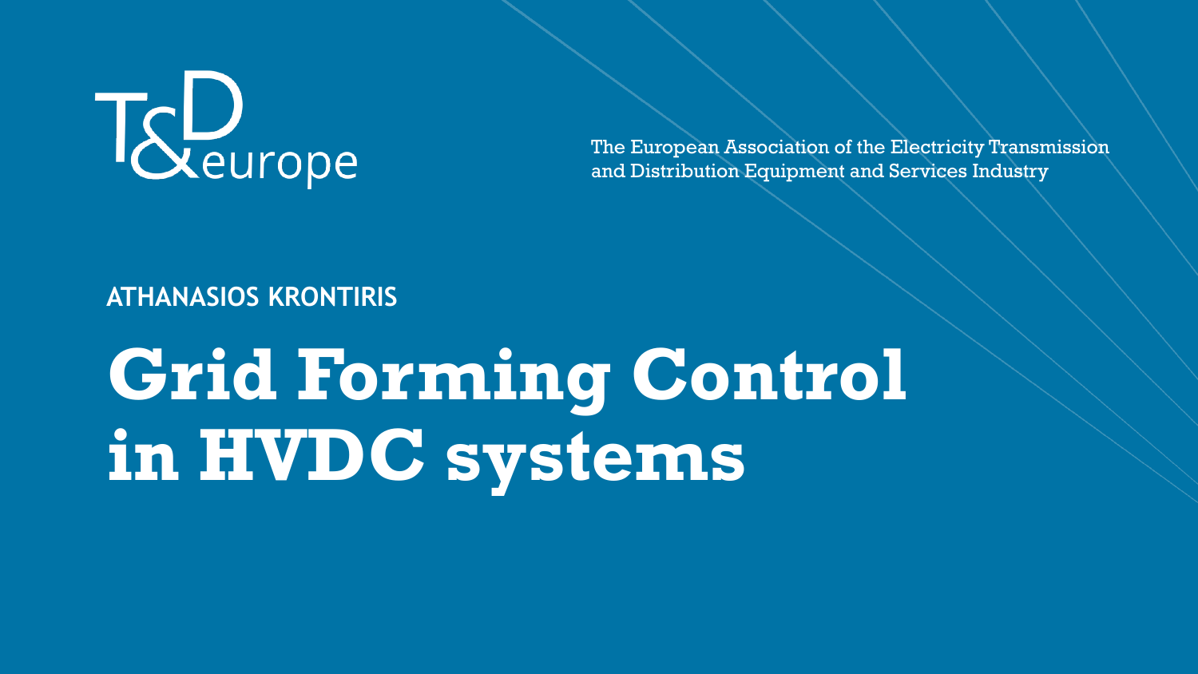T&D europe

The European Association of the Electricity Transmission and Distribution Equipment and Services Industry

**ATHANASIOS KRONTIRIS**

# Grid Forming Control in HVDC systems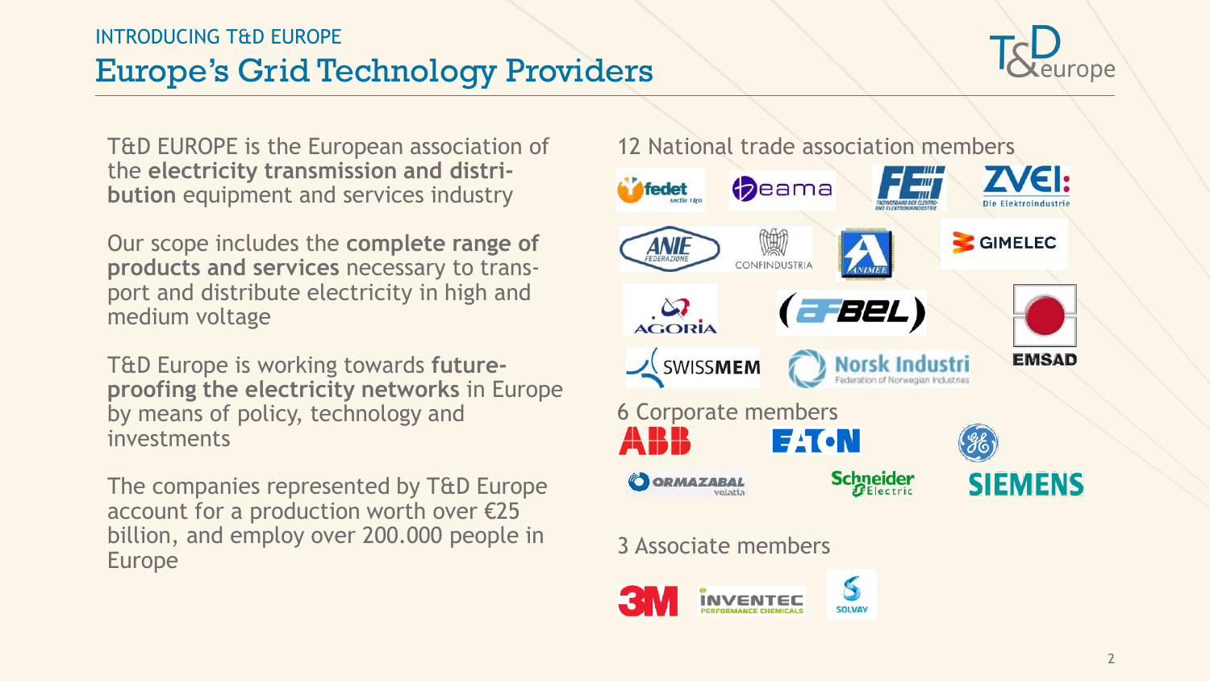INTRODUCING T&D EUROPE

# Europe's Grid Technology Providers

T&D EUROPE is the European association of the **electricity transmission and distribution** equipment and services industry

Our scope includes the **complete range of products and services** necessary to transport and distribute electricity in high and medium voltage

T&D Europe is working towards **future-proofing the electricity networks** in Europe by means of policy, technology and investments

The companies represented by T&D Europe account for a production worth over €25 billion, and employ over 200.000 people in Europe

## 12 National trade association members

fedet, beama, FEEI, ZVEI, ANIE Federazione, Confindustria, ANIMEE, GIMELEC, AGORIA, AFBEL, EMSAD, SWISSMEM, Norsk Industri

## 6 Corporate members

ABB, EATON, GE, ORMAZABAL velatia, Schneider Electric, SIEMENS

## 3 Associate members

3M, INVENTEC Performance Chemicals, SOLVAY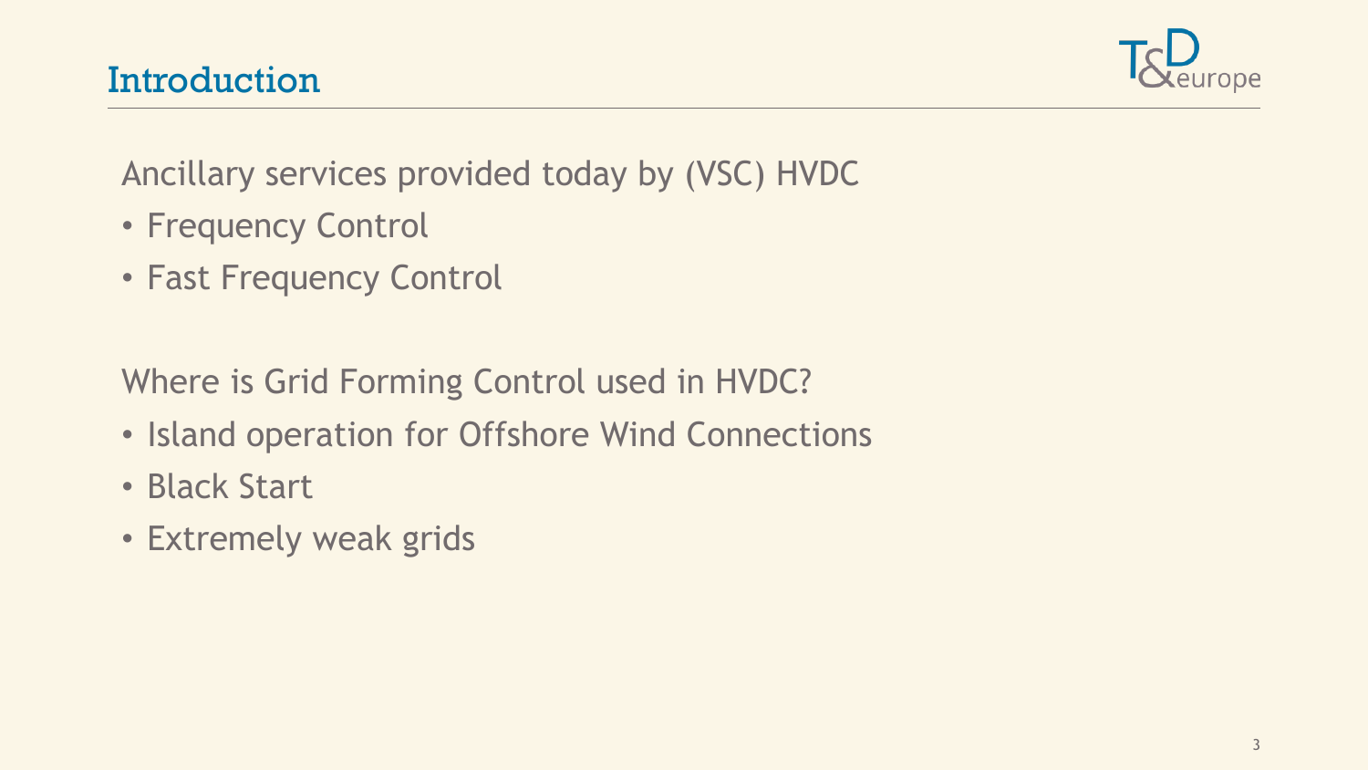# Introduction

Ancillary services provided today by (VSC) HVDC

- Frequency Control
- Fast Frequency Control

Where is Grid Forming Control used in HVDC?

- Island operation for Offshore Wind Connections
- Black Start
- Extremely weak grids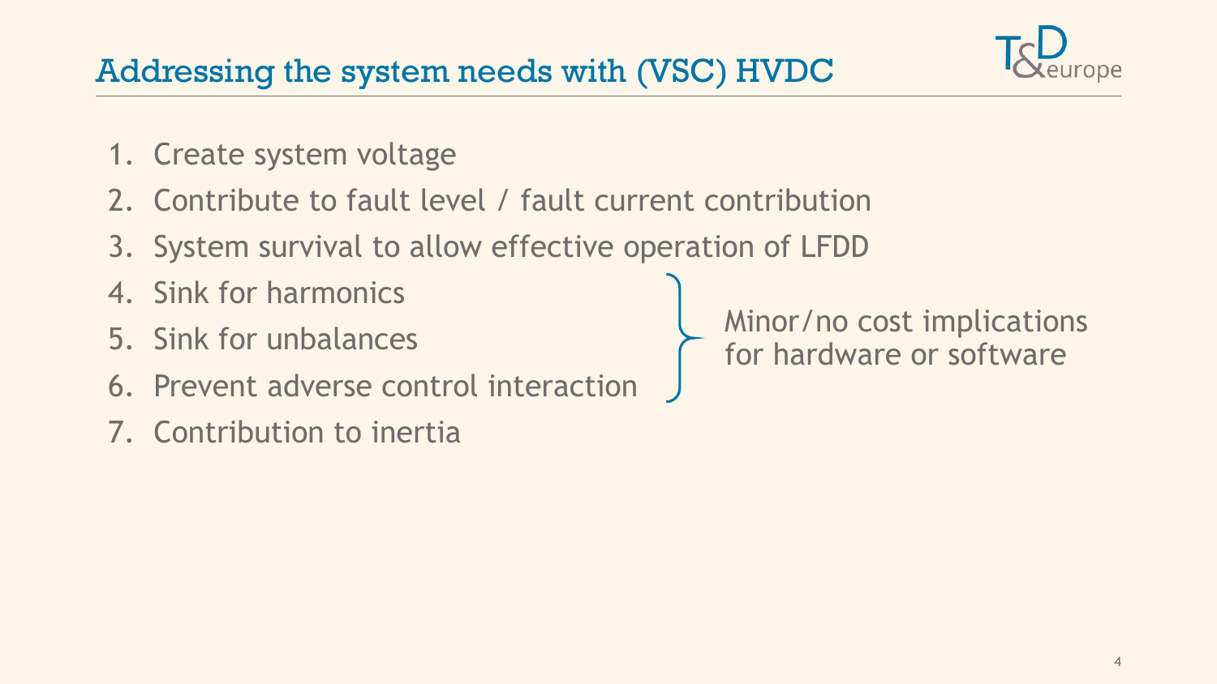# Addressing the system needs with (VSC) HVDC

1. Create system voltage
2. Contribute to fault level / fault current contribution
3. System survival to allow effective operation of LFDD
4. Sink for harmonics
5. Sink for unbalances
6. Prevent adverse control interaction
7. Contribution to inertia

(Items 4–6:) Minor/no cost implications for hardware or software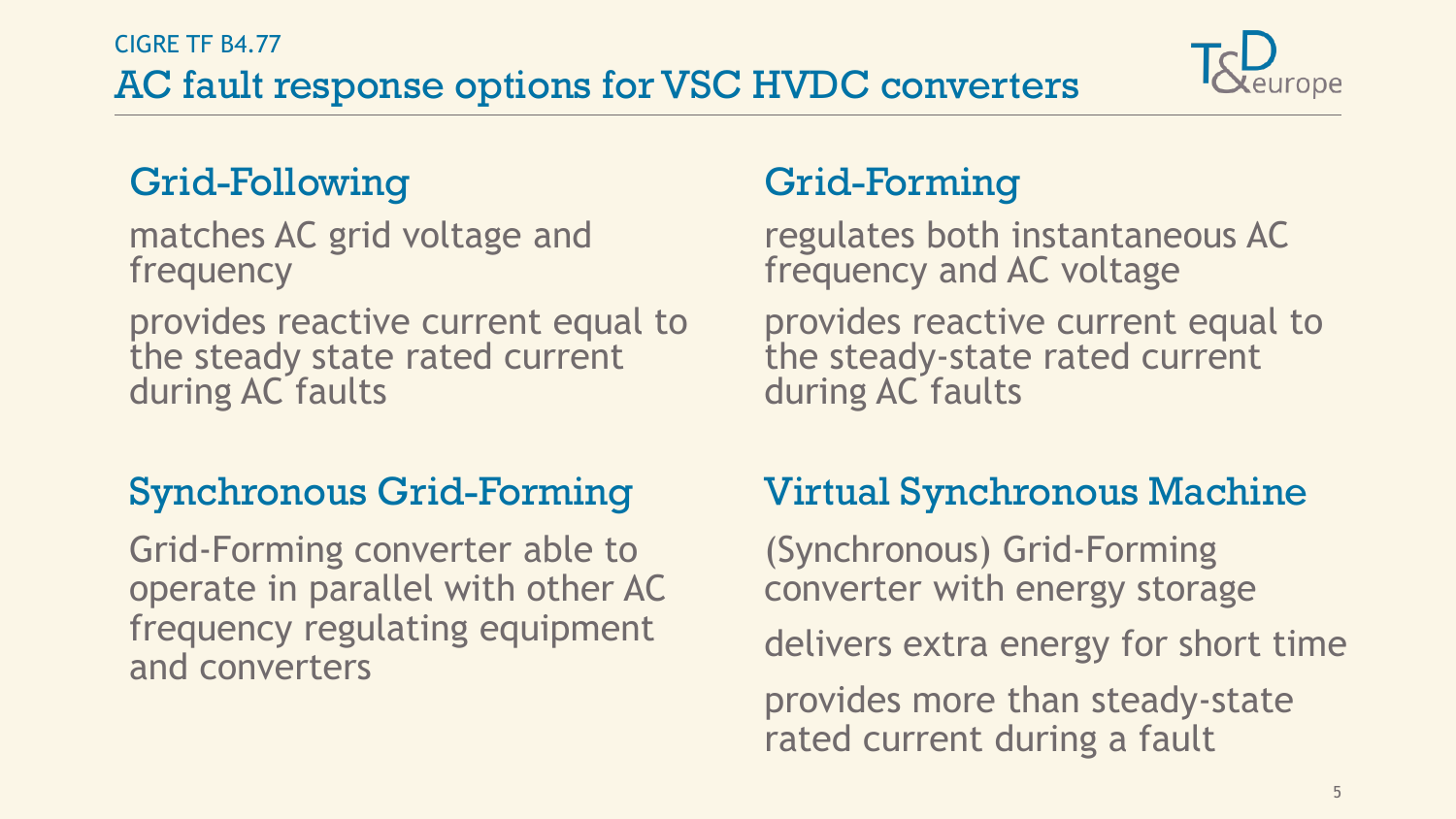CIGRE TF B4.77

# AC fault response options for VSC HVDC converters

## Grid-Following

matches AC grid voltage and frequency

provides reactive current equal to the steady state rated current during AC faults

## Grid-Forming

regulates both instantaneous AC frequency and AC voltage

provides reactive current equal to the steady-state rated current during AC faults

## Synchronous Grid-Forming

Grid-Forming converter able to operate in parallel with other AC frequency regulating equipment and converters

## Virtual Synchronous Machine

(Synchronous) Grid-Forming converter with energy storage

delivers extra energy for short time

provides more than steady-state rated current during a fault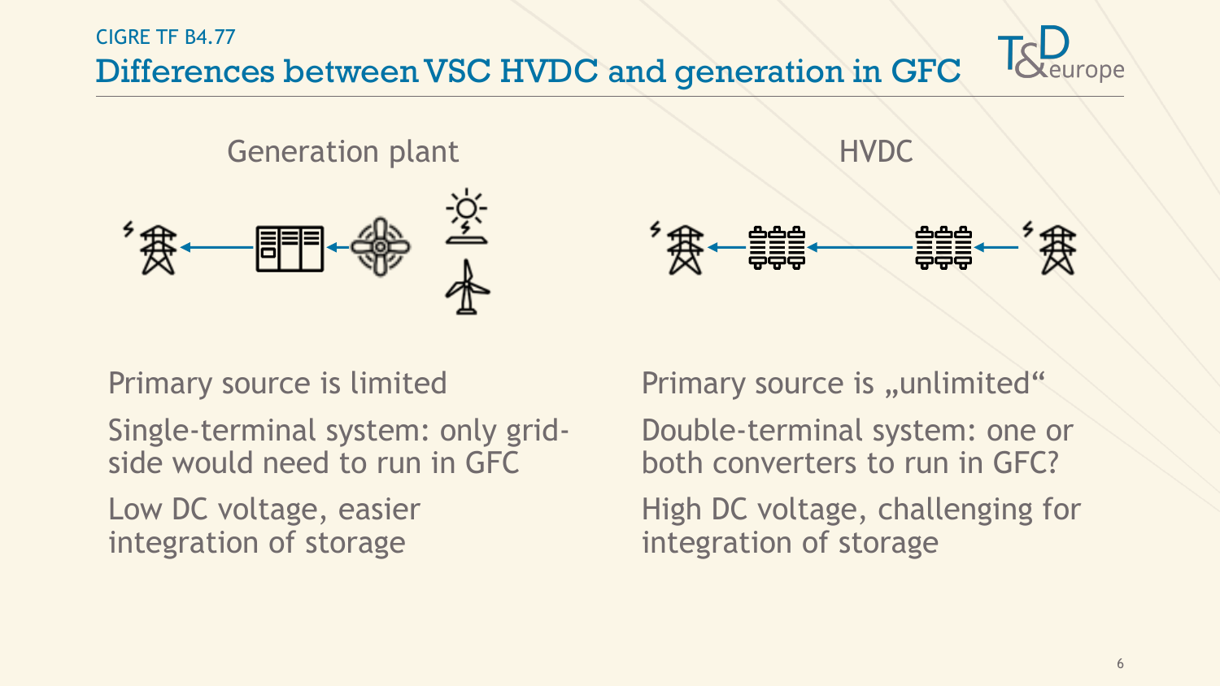CIGRE TF B4.77

# Differences between VSC HVDC and generation in GFC

| Generation plant | HVDC |
| --- | --- |
| Primary source is limited | Primary source is „unlimited“ |
| Single-terminal system: only grid-side would need to run in GFC | Double-terminal system: one or both converters to run in GFC? |
| Low DC voltage, easier integration of storage | High DC voltage, challenging for integration of storage |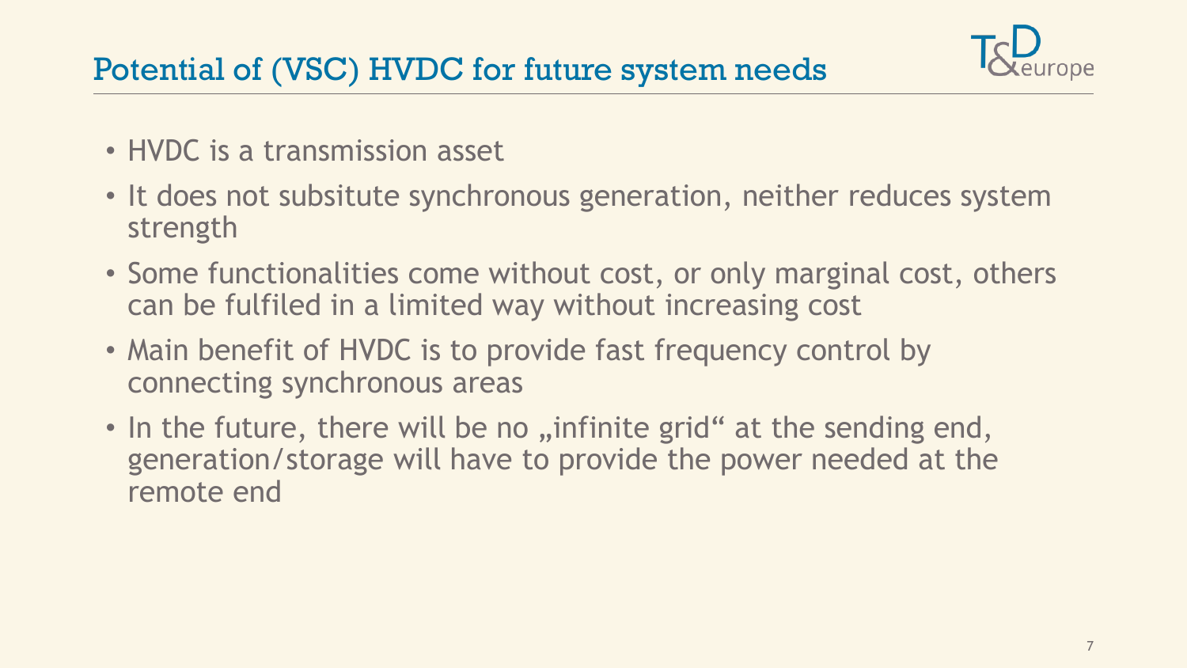# Potential of (VSC) HVDC for future system needs

- HVDC is a transmission asset
- It does not subsitute synchronous generation, neither reduces system strength
- Some functionalities come without cost, or only marginal cost, others can be fulfiled in a limited way without increasing cost
- Main benefit of HVDC is to provide fast frequency control by connecting synchronous areas
- In the future, there will be no „infinite grid“ at the sending end, generation/storage will have to provide the power needed at the remote end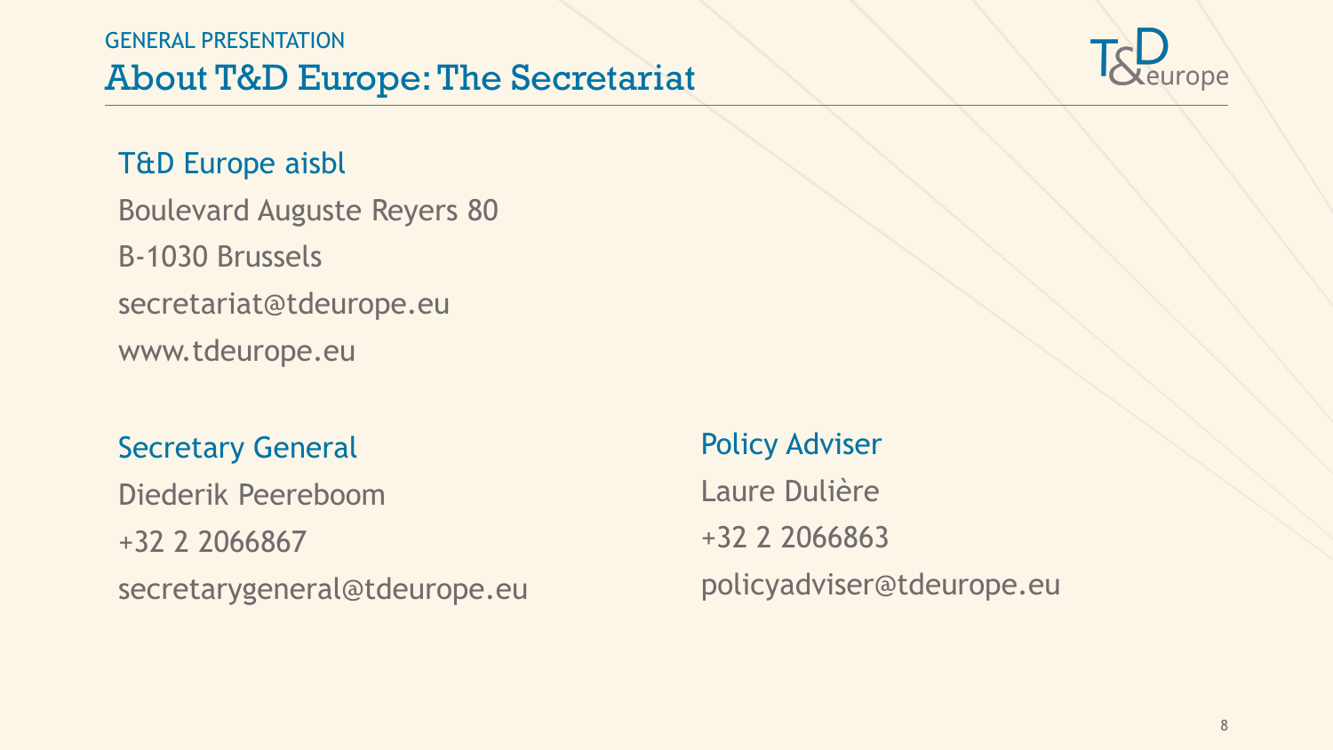GENERAL PRESENTATION

# About T&D Europe: The Secretariat

### T&D Europe aisbl

Boulevard Auguste Reyers 80

B-1030 Brussels

secretariat@tdeurope.eu

www.tdeurope.eu

### Secretary General

Diederik Peereboom

+32 2 2066867

secretarygeneral@tdeurope.eu

### Policy Adviser

Laure Dulière

+32 2 2066863

policyadviser@tdeurope.eu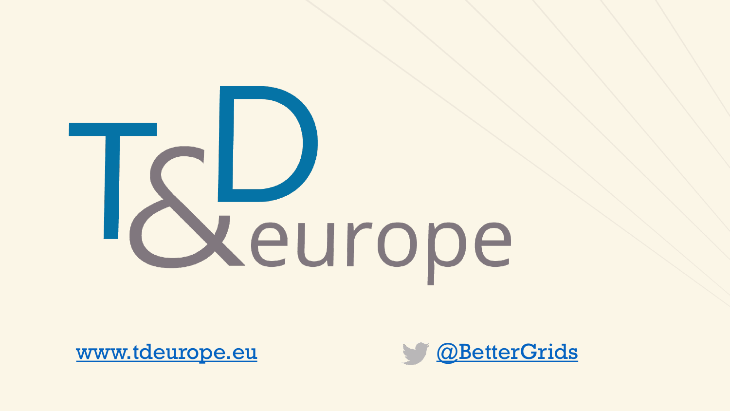T&D europe

[www.tdeurope.eu](http://www.tdeurope.eu)

@BetterGrids